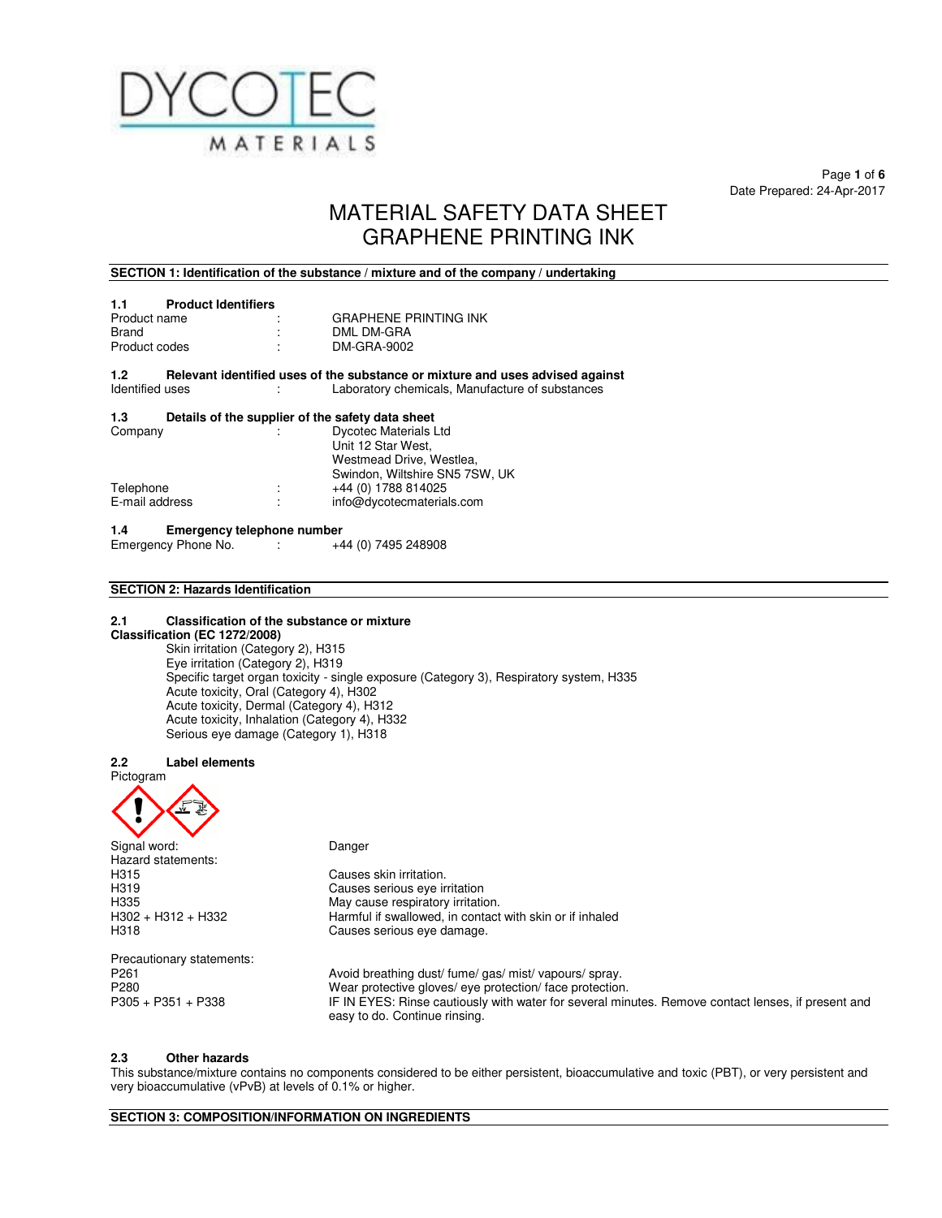DYCOTEC MATERIALS

Date Prepared: 24-Apr-2017

# MATERIAL SAFETY DATA SHEET
# GRAPHENE PRINTING INK

## SECTION 1: Identification of the substance / mixture and of the company / undertaking

### 1.1 Product Identifiers

| | | |
|---|---|---|
| Product name | : | GRAPHENE PRINTING INK |
| Brand | : | DML DM-GRA |
| Product codes | : | DM-GRA-9002 |

### 1.2 Relevant identified uses of the substance or mixture and uses advised against

| | | |
|---|---|---|
| Identified uses | : | Laboratory chemicals, Manufacture of substances |

### 1.3 Details of the supplier of the safety data sheet

| | | |
|---|---|---|
| Company | : | Dycotec Materials Ltd<br>Unit 12 Star West,<br>Westmead Drive, Westlea,<br>Swindon, Wiltshire SN5 7SW, UK |
| Telephone | : | +44 (0) 1788 814025 |
| E-mail address | : | info@dycotecmaterials.com |

### 1.4 Emergency telephone number

| | | |
|---|---|---|
| Emergency Phone No. | : | +44 (0) 7495 248908 |

## SECTION 2: Hazards Identification

### 2.1 Classification of the substance or mixture

**Classification (EC 1272/2008)**

Skin irritation (Category 2), H315
Eye irritation (Category 2), H319
Specific target organ toxicity - single exposure (Category 3), Respiratory system, H335
Acute toxicity, Oral (Category 4), H302
Acute toxicity, Dermal (Category 4), H312
Acute toxicity, Inhalation (Category 4), H332
Serious eye damage (Category 1), H318

### 2.2 Label elements

Pictogram

| | |
|---|---|
| Signal word: | Danger |
| Hazard statements: | |
| H315 | Causes skin irritation. |
| H319 | Causes serious eye irritation |
| H335 | May cause respiratory irritation. |
| H302 + H312 + H332 | Harmful if swallowed, in contact with skin or if inhaled |
| H318 | Causes serious eye damage. |
| Precautionary statements: | |
| P261 | Avoid breathing dust/ fume/ gas/ mist/ vapours/ spray. |
| P280 | Wear protective gloves/ eye protection/ face protection. |
| P305 + P351 + P338 | IF IN EYES: Rinse cautiously with water for several minutes. Remove contact lenses, if present and easy to do. Continue rinsing. |

### 2.3 Other hazards

This substance/mixture contains no components considered to be either persistent, bioaccumulative and toxic (PBT), or very persistent and very bioaccumulative (vPvB) at levels of 0.1% or higher.

## SECTION 3: COMPOSITION/INFORMATION ON INGREDIENTS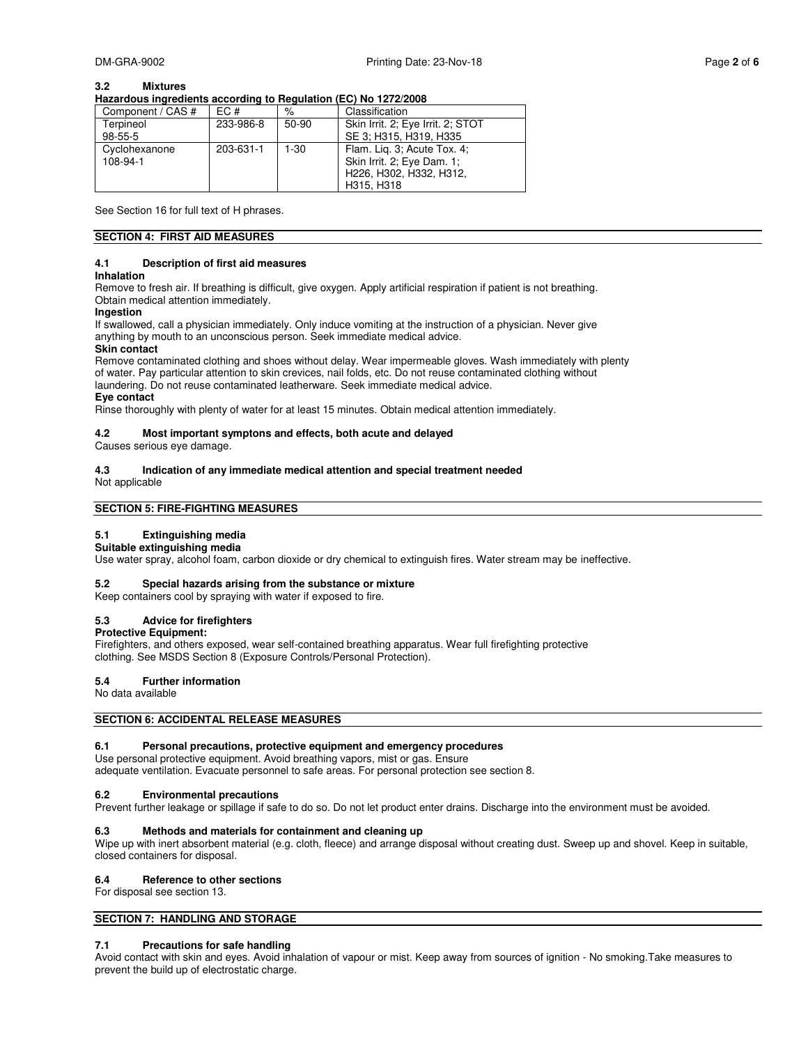### 3.2 Mixtures

**Hazardous ingredients according to Regulation (EC) No 1272/2008**

| Component / CAS # | EC # | % | Classification |
|---|---|---|---|
| Terpineol<br>98-55-5 | 233-986-8 | 50-90 | Skin Irrit. 2; Eye Irrit. 2; STOT SE 3; H315, H319, H335 |
| Cyclohexanone<br>108-94-1 | 203-631-1 | 1-30 | Flam. Liq. 3; Acute Tox. 4; Skin Irrit. 2; Eye Dam. 1; H226, H302, H332, H312, H315, H318 |

See Section 16 for full text of H phrases.

## SECTION 4: FIRST AID MEASURES

### 4.1 Description of first aid measures

**Inhalation**

Remove to fresh air. If breathing is difficult, give oxygen. Apply artificial respiration if patient is not breathing. Obtain medical attention immediately.

**Ingestion**

If swallowed, call a physician immediately. Only induce vomiting at the instruction of a physician. Never give anything by mouth to an unconscious person. Seek immediate medical advice.

**Skin contact**

Remove contaminated clothing and shoes without delay. Wear impermeable gloves. Wash immediately with plenty of water. Pay particular attention to skin crevices, nail folds, etc. Do not reuse contaminated clothing without laundering. Do not reuse contaminated leatherware. Seek immediate medical advice.

**Eye contact**

Rinse thoroughly with plenty of water for at least 15 minutes. Obtain medical attention immediately.

### 4.2 Most important symptons and effects, both acute and delayed

Causes serious eye damage.

### 4.3 Indication of any immediate medical attention and special treatment needed

Not applicable

## SECTION 5: FIRE-FIGHTING MEASURES

### 5.1 Extinguishing media

**Suitable extinguishing media**

Use water spray, alcohol foam, carbon dioxide or dry chemical to extinguish fires. Water stream may be ineffective.

### 5.2 Special hazards arising from the substance or mixture

Keep containers cool by spraying with water if exposed to fire.

### 5.3 Advice for firefighters

**Protective Equipment:**

Firefighters, and others exposed, wear self-contained breathing apparatus. Wear full firefighting protective clothing. See MSDS Section 8 (Exposure Controls/Personal Protection).

### 5.4 Further information

No data available

## SECTION 6: ACCIDENTAL RELEASE MEASURES

### 6.1 Personal precautions, protective equipment and emergency procedures

Use personal protective equipment. Avoid breathing vapors, mist or gas. Ensure adequate ventilation. Evacuate personnel to safe areas. For personal protection see section 8.

### 6.2 Environmental precautions

Prevent further leakage or spillage if safe to do so. Do not let product enter drains. Discharge into the environment must be avoided.

### 6.3 Methods and materials for containment and cleaning up

Wipe up with inert absorbent material (e.g. cloth, fleece) and arrange disposal without creating dust. Sweep up and shovel. Keep in suitable, closed containers for disposal.

### 6.4 Reference to other sections

For disposal see section 13.

## SECTION 7: HANDLING AND STORAGE

### 7.1 Precautions for safe handling

Avoid contact with skin and eyes. Avoid inhalation of vapour or mist. Keep away from sources of ignition - No smoking.Take measures to prevent the build up of electrostatic charge.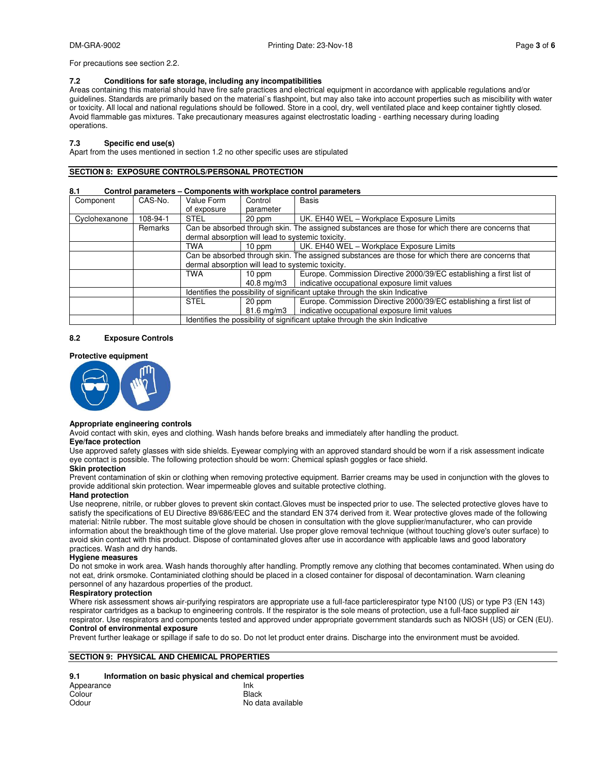For precautions see section 2.2.

### 7.2 Conditions for safe storage, including any incompatibilities

Areas containing this material should have fire safe practices and electrical equipment in accordance with applicable regulations and/or guidelines. Standards are primarily based on the material`s flashpoint, but may also take into account properties such as miscibility with water or toxicity. All local and national regulations should be followed. Store in a cool, dry, well ventilated place and keep container tightly closed. Avoid flammable gas mixtures. Take precautionary measures against electrostatic loading - earthing necessary during loading operations.

### 7.3 Specific end use(s)

Apart from the uses mentioned in section 1.2 no other specific uses are stipulated

## SECTION 8: EXPOSURE CONTROLS/PERSONAL PROTECTION

### 8.1 Control parameters – Components with workplace control parameters

| Component | CAS-No. | Value Form of exposure | Control parameter | Basis |
|---|---|---|---|---|
| Cyclohexanone | 108-94-1 | STEL | 20 ppm | UK. EH40 WEL – Workplace Exposure Limits |
| | Remarks | Can be absorbed through skin. The assigned substances are those for which there are concerns that dermal absorption will lead to systemic toxicity. | | |
| | | TWA | 10 ppm | UK. EH40 WEL – Workplace Exposure Limits |
| | | Can be absorbed through skin. The assigned substances are those for which there are concerns that dermal absorption will lead to systemic toxicity. | | |
| | | TWA | 10 ppm 40.8 mg/m3 | Europe. Commission Directive 2000/39/EC establishing a first list of indicative occupational exposure limit values |
| | | Identifies the possibility of significant uptake through the skin Indicative | | |
| | | STEL | 20 ppm 81.6 mg/m3 | Europe. Commission Directive 2000/39/EC establishing a first list of indicative occupational exposure limit values |
| | | Identifies the possibility of significant uptake through the skin Indicative | | |

### 8.2 Exposure Controls

**Protective equipment**

**Appropriate engineering controls**
Avoid contact with skin, eyes and clothing. Wash hands before breaks and immediately after handling the product.

**Eye/face protection**
Use approved safety glasses with side shields. Eyewear complying with an approved standard should be worn if a risk assessment indicate eye contact is possible. The following protection should be worn: Chemical splash goggles or face shield.

**Skin protection**
Prevent contamination of skin or clothing when removing protective equipment. Barrier creams may be used in conjunction with the gloves to provide additional skin protection. Wear impermeable gloves and suitable protective clothing.

**Hand protection**
Use neoprene, nitrile, or rubber gloves to prevent skin contact.Gloves must be inspected prior to use. The selected protective gloves have to satisfy the specifications of EU Directive 89/686/EEC and the standard EN 374 derived from it. Wear protective gloves made of the following material: Nitrile rubber. The most suitable glove should be chosen in consultation with the glove supplier/manufacturer, who can provide information about the breakthough time of the glove material. Use proper glove removal technique (without touching glove's outer surface) to avoid skin contact with this product. Dispose of contaminated gloves after use in accordance with applicable laws and good laboratory practices. Wash and dry hands.

**Hygiene measures**
Do not smoke in work area. Wash hands thoroughly after handling. Promptly remove any clothing that becomes contaminated. When using do not eat, drink orsmoke. Contaminiated clothing should be placed in a closed container for disposal of decontamination. Warn cleaning personnel of any hazardous properties of the product.

**Respiratory protection**
Where risk assessment shows air-purifying respirators are appropriate use a full-face particlerespirator type N100 (US) or type P3 (EN 143) respirator cartridges as a backup to engineering controls. If the respirator is the sole means of protection, use a full-face supplied air respirator. Use respirators and components tested and approved under appropriate government standards such as NIOSH (US) or CEN (EU).

**Control of environmental exposure**
Prevent further leakage or spillage if safe to do so. Do not let product enter drains. Discharge into the environment must be avoided.

## SECTION 9: PHYSICAL AND CHEMICAL PROPERTIES

### 9.1 Information on basic physical and chemical properties

| | |
|---|---|
| Appearance | Ink |
| Colour | Black |
| Odour | No data available |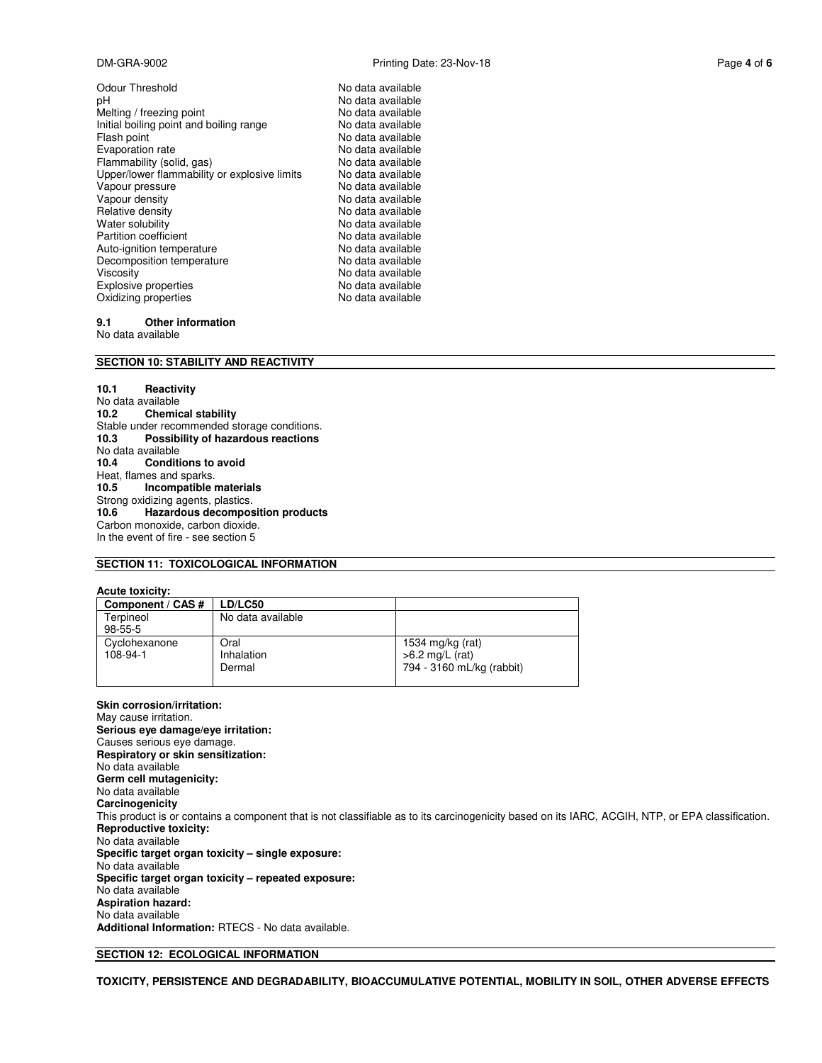| | |
|---|---|
| Odour Threshold | No data available |
| pH | No data available |
| Melting / freezing point | No data available |
| Initial boiling point and boiling range | No data available |
| Flash point | No data available |
| Evaporation rate | No data available |
| Flammability (solid, gas) | No data available |
| Upper/lower flammability or explosive limits | No data available |
| Vapour pressure | No data available |
| Vapour density | No data available |
| Relative density | No data available |
| Water solubility | No data available |
| Partition coefficient | No data available |
| Auto-ignition temperature | No data available |
| Decomposition temperature | No data available |
| Viscosity | No data available |
| Explosive properties | No data available |
| Oxidizing properties | No data available |

**9.1 Other information**

No data available

## SECTION 10: STABILITY AND REACTIVITY

**10.1 Reactivity**

No data available

**10.2 Chemical stability**

Stable under recommended storage conditions.

**10.3 Possibility of hazardous reactions**

No data available

**10.4 Conditions to avoid**

Heat, flames and sparks.

**10.5 Incompatible materials**

Strong oxidizing agents, plastics.

**10.6 Hazardous decomposition products**

Carbon monoxide, carbon dioxide.

In the event of fire - see section 5

## SECTION 11: TOXICOLOGICAL INFORMATION

**Acute toxicity:**

| Component / CAS # | LD/LC50 | |
|---|---|---|
| Terpineol 98-55-5 | No data available | |
| Cyclohexanone 108-94-1 | Oral<br>Inhalation<br>Dermal | 1534 mg/kg (rat)<br>>6.2 mg/L (rat)<br>794 - 3160 mL/kg (rabbit) |

**Skin corrosion/irritation:**

May cause irritation.

**Serious eye damage/eye irritation:**

Causes serious eye damage.

**Respiratory or skin sensitization:**

No data available

**Germ cell mutagenicity:**

No data available

**Carcinogenicity**

This product is or contains a component that is not classifiable as to its carcinogenicity based on its IARC, ACGIH, NTP, or EPA classification.

**Reproductive toxicity:**

No data available

**Specific target organ toxicity – single exposure:**

No data available

**Specific target organ toxicity – repeated exposure:**

No data available

**Aspiration hazard:**

No data available

**Additional Information:** RTECS - No data available.

## SECTION 12: ECOLOGICAL INFORMATION

**TOXICITY, PERSISTENCE AND DEGRADABILITY, BIOACCUMULATIVE POTENTIAL, MOBILITY IN SOIL, OTHER ADVERSE EFFECTS**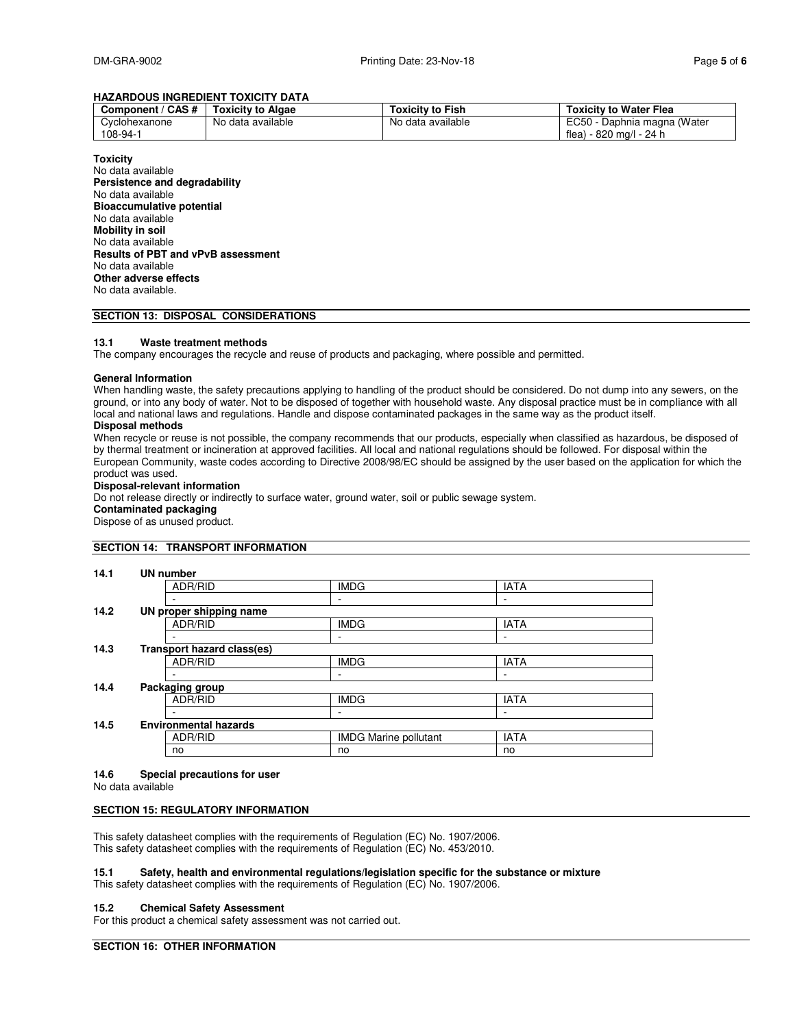**HAZARDOUS INGREDIENT TOXICITY DATA**

| Component / CAS # | Toxicity to Algae | Toxicity to Fish | Toxicity to Water Flea |
|---|---|---|---|
| Cyclohexanone 108-94-1 | No data available | No data available | EC50 - Daphnia magna (Water flea) - 820 mg/l - 24 h |

**Toxicity**
No data available
**Persistence and degradability**
No data available
**Bioaccumulative potential**
No data available
**Mobility in soil**
No data available
**Results of PBT and vPvB assessment**
No data available
**Other adverse effects**
No data available.

## SECTION 13: DISPOSAL CONSIDERATIONS

### 13.1 Waste treatment methods

The company encourages the recycle and reuse of products and packaging, where possible and permitted.

**General Information**
When handling waste, the safety precautions applying to handling of the product should be considered. Do not dump into any sewers, on the ground, or into any body of water. Not to be disposed of together with household waste. Any disposal practice must be in compliance with all local and national laws and regulations. Handle and dispose contaminated packages in the same way as the product itself.
**Disposal methods**
When recycle or reuse is not possible, the company recommends that our products, especially when classified as hazardous, be disposed of by thermal treatment or incineration at approved facilities. All local and national regulations should be followed. For disposal within the European Community, waste codes according to Directive 2008/98/EC should be assigned by the user based on the application for which the product was used.
**Disposal-relevant information**
Do not release directly or indirectly to surface water, ground water, soil or public sewage system.
**Contaminated packaging**
Dispose of as unused product.

## SECTION 14: TRANSPORT INFORMATION

### 14.1 UN number

| ADR/RID | IMDG | IATA |
|---|---|---|
| - | - | - |

### 14.2 UN proper shipping name

| ADR/RID | IMDG | IATA |
|---|---|---|
| - | - | - |

### 14.3 Transport hazard class(es)

| ADR/RID | IMDG | IATA |
|---|---|---|
| - | - | - |

### 14.4 Packaging group

| ADR/RID | IMDG | IATA |
|---|---|---|
| - | - | - |

### 14.5 Environmental hazards

| ADR/RID | IMDG Marine pollutant | IATA |
|---|---|---|
| no | no | no |

### 14.6 Special precautions for user

No data available

## SECTION 15: REGULATORY INFORMATION

This safety datasheet complies with the requirements of Regulation (EC) No. 1907/2006.
This safety datasheet complies with the requirements of Regulation (EC) No. 453/2010.

### 15.1 Safety, health and environmental regulations/legislation specific for the substance or mixture

This safety datasheet complies with the requirements of Regulation (EC) No. 1907/2006.

### 15.2 Chemical Safety Assessment

For this product a chemical safety assessment was not carried out.

## SECTION 16: OTHER INFORMATION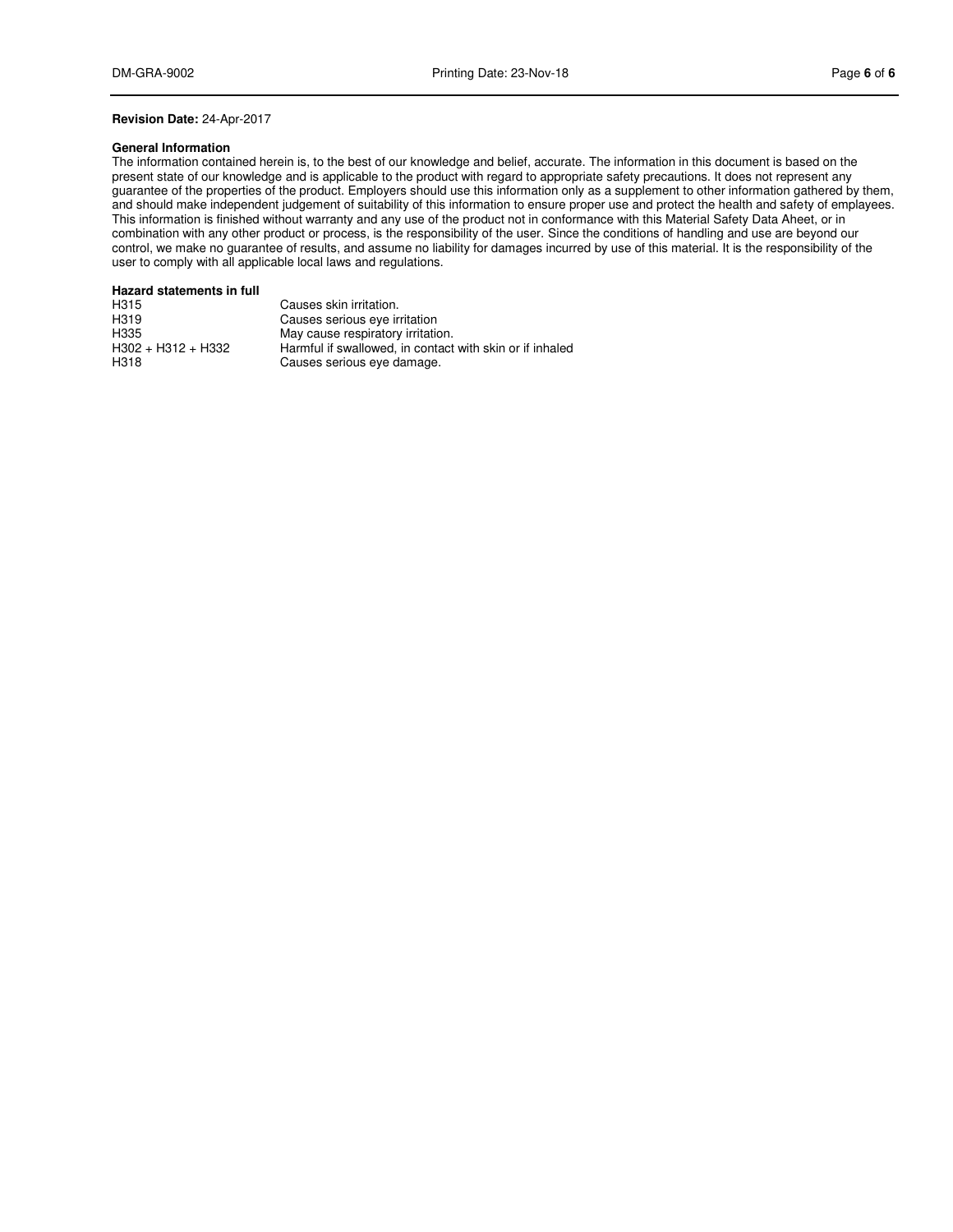**Revision Date:** 24-Apr-2017

**General Information**

The information contained herein is, to the best of our knowledge and belief, accurate. The information in this document is based on the present state of our knowledge and is applicable to the product with regard to appropriate safety precautions. It does not represent any guarantee of the properties of the product. Employers should use this information only as a supplement to other information gathered by them, and should make independent judgement of suitability of this information to ensure proper use and protect the health and safety of emplayees. This information is finished without warranty and any use of the product not in conformance with this Material Safety Data Aheet, or in combination with any other product or process, is the responsibility of the user. Since the conditions of handling and use are beyond our control, we make no guarantee of results, and assume no liability for damages incurred by use of this material. It is the responsibility of the user to comply with all applicable local laws and regulations.

**Hazard statements in full**

| | |
|---|---|
| H315 | Causes skin irritation. |
| H319 | Causes serious eye irritation |
| H335 | May cause respiratory irritation. |
| H302 + H312 + H332 | Harmful if swallowed, in contact with skin or if inhaled |
| H318 | Causes serious eye damage. |